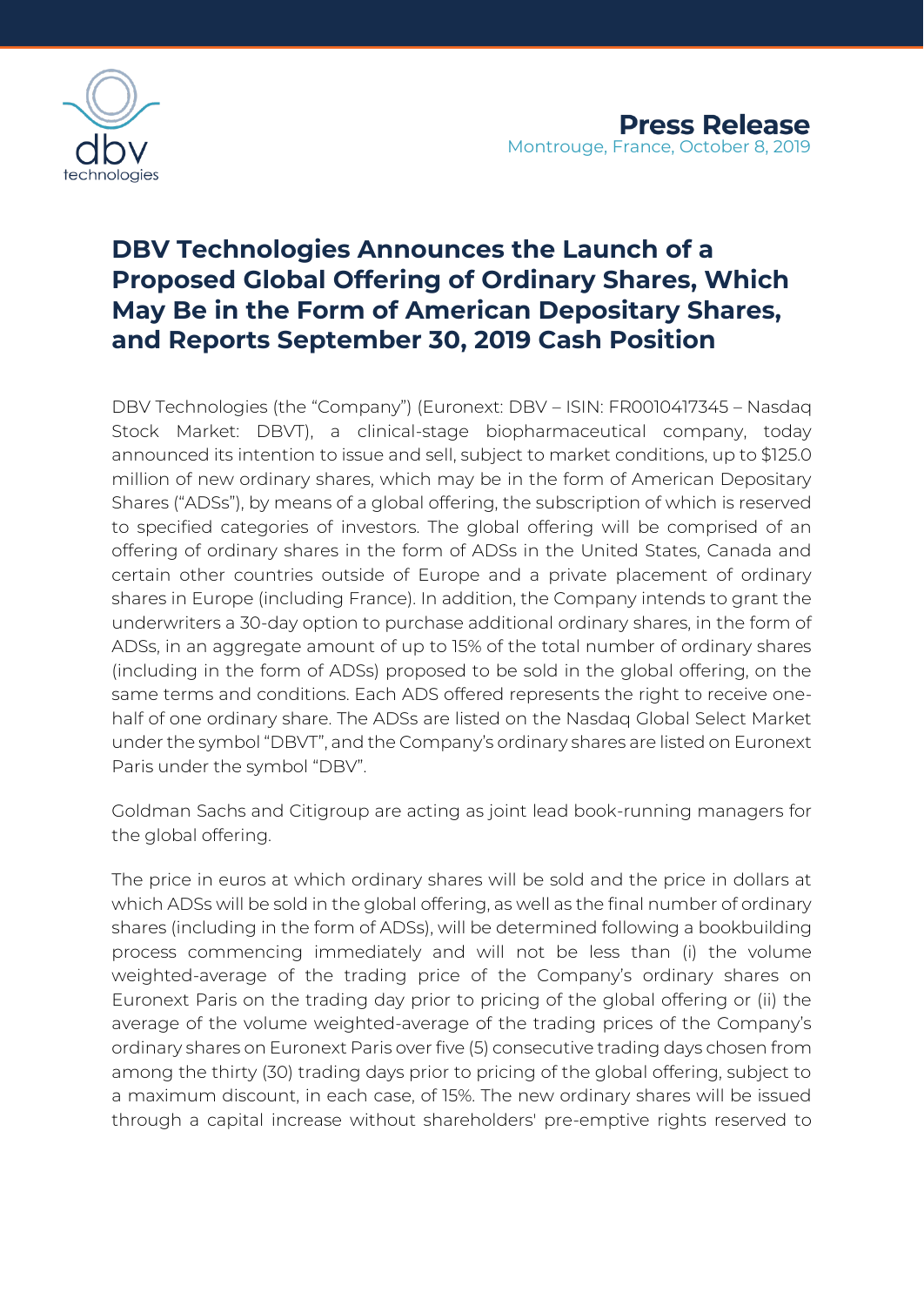**Press Release**
Montrouge, France, October 8, 2019

# DBV Technologies Announces the Launch of a Proposed Global Offering of Ordinary Shares, Which May Be in the Form of American Depositary Shares, and Reports September 30, 2019 Cash Position

DBV Technologies (the "Company") (Euronext: DBV – ISIN: FR0010417345 – Nasdaq Stock Market: DBVT), a clinical-stage biopharmaceutical company, today announced its intention to issue and sell, subject to market conditions, up to $125.0 million of new ordinary shares, which may be in the form of American Depositary Shares ("ADSs"), by means of a global offering, the subscription of which is reserved to specified categories of investors. The global offering will be comprised of an offering of ordinary shares in the form of ADSs in the United States, Canada and certain other countries outside of Europe and a private placement of ordinary shares in Europe (including France). In addition, the Company intends to grant the underwriters a 30-day option to purchase additional ordinary shares, in the form of ADSs, in an aggregate amount of up to 15% of the total number of ordinary shares (including in the form of ADSs) proposed to be sold in the global offering, on the same terms and conditions. Each ADS offered represents the right to receive one-half of one ordinary share. The ADSs are listed on the Nasdaq Global Select Market under the symbol "DBVT", and the Company's ordinary shares are listed on Euronext Paris under the symbol "DBV".

Goldman Sachs and Citigroup are acting as joint lead book-running managers for the global offering.

The price in euros at which ordinary shares will be sold and the price in dollars at which ADSs will be sold in the global offering, as well as the final number of ordinary shares (including in the form of ADSs), will be determined following a bookbuilding process commencing immediately and will not be less than (i) the volume weighted-average of the trading price of the Company's ordinary shares on Euronext Paris on the trading day prior to pricing of the global offering or (ii) the average of the volume weighted-average of the trading prices of the Company's ordinary shares on Euronext Paris over five (5) consecutive trading days chosen from among the thirty (30) trading days prior to pricing of the global offering, subject to a maximum discount, in each case, of 15%. The new ordinary shares will be issued through a capital increase without shareholders' pre-emptive rights reserved to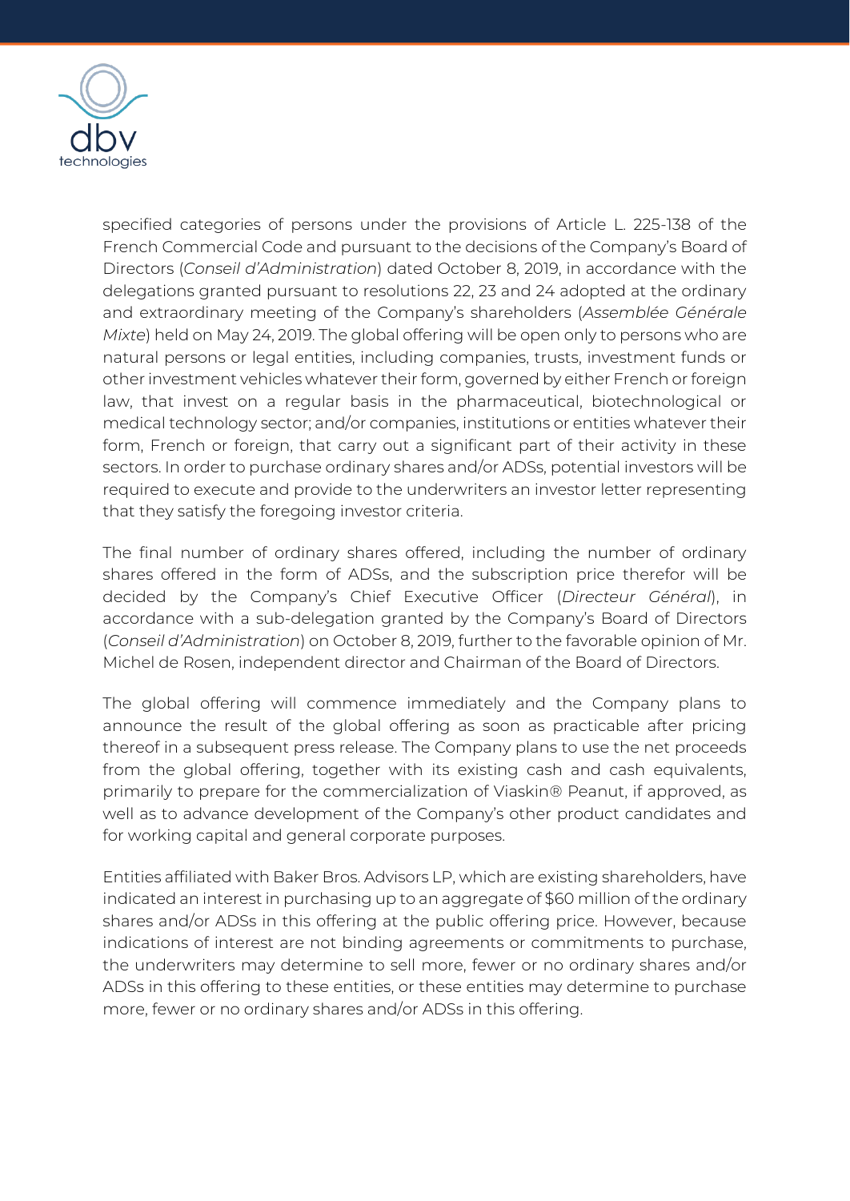specified categories of persons under the provisions of Article L. 225-138 of the French Commercial Code and pursuant to the decisions of the Company's Board of Directors (*Conseil d'Administration*) dated October 8, 2019, in accordance with the delegations granted pursuant to resolutions 22, 23 and 24 adopted at the ordinary and extraordinary meeting of the Company's shareholders (*Assemblée Générale Mixte*) held on May 24, 2019. The global offering will be open only to persons who are natural persons or legal entities, including companies, trusts, investment funds or other investment vehicles whatever their form, governed by either French or foreign law, that invest on a regular basis in the pharmaceutical, biotechnological or medical technology sector; and/or companies, institutions or entities whatever their form, French or foreign, that carry out a significant part of their activity in these sectors. In order to purchase ordinary shares and/or ADSs, potential investors will be required to execute and provide to the underwriters an investor letter representing that they satisfy the foregoing investor criteria.

The final number of ordinary shares offered, including the number of ordinary shares offered in the form of ADSs, and the subscription price therefor will be decided by the Company's Chief Executive Officer (*Directeur Général*), in accordance with a sub-delegation granted by the Company's Board of Directors (*Conseil d'Administration*) on October 8, 2019, further to the favorable opinion of Mr. Michel de Rosen, independent director and Chairman of the Board of Directors.

The global offering will commence immediately and the Company plans to announce the result of the global offering as soon as practicable after pricing thereof in a subsequent press release. The Company plans to use the net proceeds from the global offering, together with its existing cash and cash equivalents, primarily to prepare for the commercialization of Viaskin® Peanut, if approved, as well as to advance development of the Company's other product candidates and for working capital and general corporate purposes.

Entities affiliated with Baker Bros. Advisors LP, which are existing shareholders, have indicated an interest in purchasing up to an aggregate of $60 million of the ordinary shares and/or ADSs in this offering at the public offering price. However, because indications of interest are not binding agreements or commitments to purchase, the underwriters may determine to sell more, fewer or no ordinary shares and/or ADSs in this offering to these entities, or these entities may determine to purchase more, fewer or no ordinary shares and/or ADSs in this offering.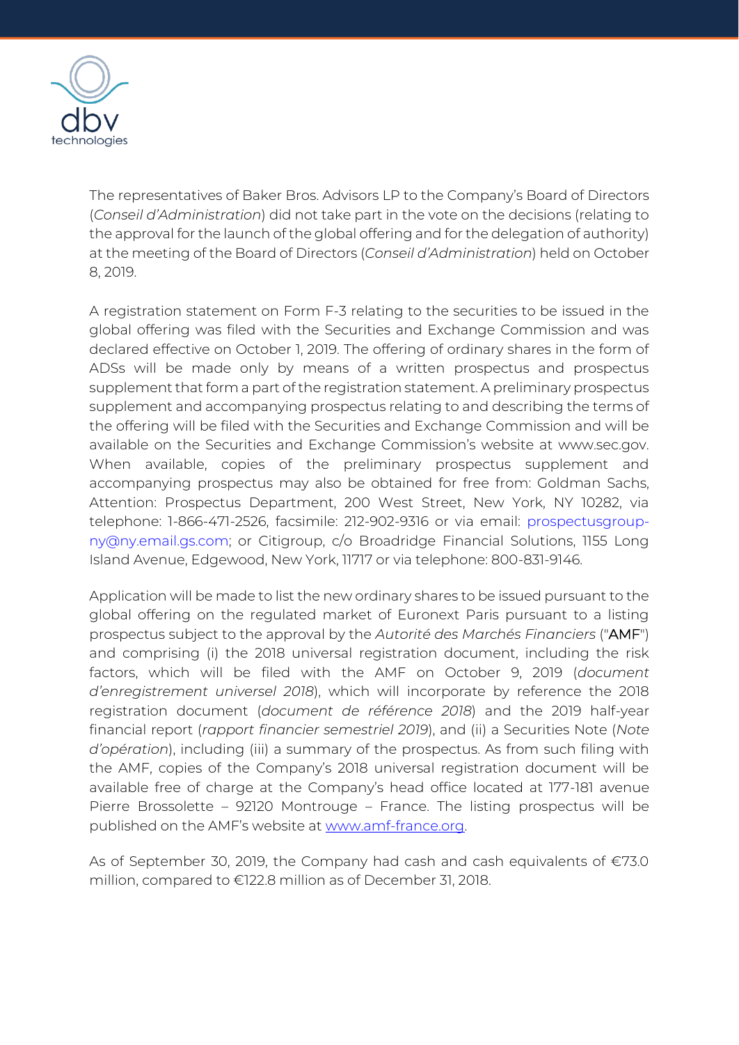The representatives of Baker Bros. Advisors LP to the Company's Board of Directors (*Conseil d'Administration*) did not take part in the vote on the decisions (relating to the approval for the launch of the global offering and for the delegation of authority) at the meeting of the Board of Directors (*Conseil d'Administration*) held on October 8, 2019.

A registration statement on Form F-3 relating to the securities to be issued in the global offering was filed with the Securities and Exchange Commission and was declared effective on October 1, 2019. The offering of ordinary shares in the form of ADSs will be made only by means of a written prospectus and prospectus supplement that form a part of the registration statement. A preliminary prospectus supplement and accompanying prospectus relating to and describing the terms of the offering will be filed with the Securities and Exchange Commission and will be available on the Securities and Exchange Commission's website at www.sec.gov. When available, copies of the preliminary prospectus supplement and accompanying prospectus may also be obtained for free from: Goldman Sachs, Attention: Prospectus Department, 200 West Street, New York, NY 10282, via telephone: 1-866-471-2526, facsimile: 212-902-9316 or via email: prospectusgroup-ny@ny.email.gs.com; or Citigroup, c/o Broadridge Financial Solutions, 1155 Long Island Avenue, Edgewood, New York, 11717 or via telephone: 800-831-9146.

Application will be made to list the new ordinary shares to be issued pursuant to the global offering on the regulated market of Euronext Paris pursuant to a listing prospectus subject to the approval by the *Autorité des Marchés Financiers* ("**AMF**") and comprising (i) the 2018 universal registration document, including the risk factors, which will be filed with the AMF on October 9, 2019 (*document d'enregistrement universel 2018*), which will incorporate by reference the 2018 registration document (*document de référence 2018*) and the 2019 half-year financial report (*rapport financier semestriel 2019*), and (ii) a Securities Note (*Note d'opération*), including (iii) a summary of the prospectus. As from such filing with the AMF, copies of the Company's 2018 universal registration document will be available free of charge at the Company's head office located at 177-181 avenue Pierre Brossolette – 92120 Montrouge – France. The listing prospectus will be published on the AMF's website at [www.amf-france.org](http://www.amf-france.org).

As of September 30, 2019, the Company had cash and cash equivalents of €73.0 million, compared to €122.8 million as of December 31, 2018.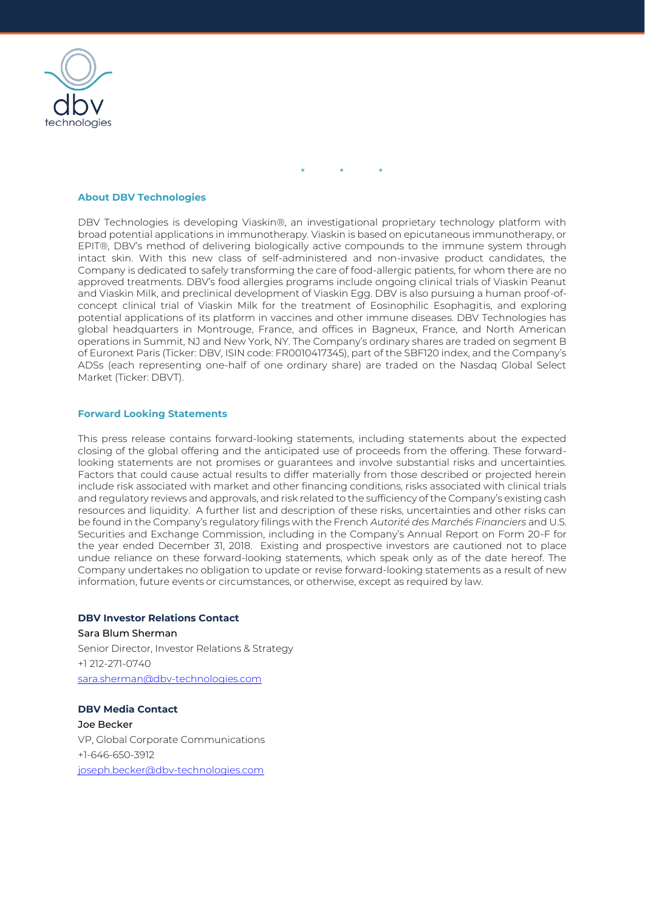\* \* \*

## About DBV Technologies

DBV Technologies is developing Viaskin®, an investigational proprietary technology platform with broad potential applications in immunotherapy. Viaskin is based on epicutaneous immunotherapy, or EPIT®, DBV's method of delivering biologically active compounds to the immune system through intact skin. With this new class of self-administered and non-invasive product candidates, the Company is dedicated to safely transforming the care of food-allergic patients, for whom there are no approved treatments. DBV's food allergies programs include ongoing clinical trials of Viaskin Peanut and Viaskin Milk, and preclinical development of Viaskin Egg. DBV is also pursuing a human proof-of-concept clinical trial of Viaskin Milk for the treatment of Eosinophilic Esophagitis, and exploring potential applications of its platform in vaccines and other immune diseases. DBV Technologies has global headquarters in Montrouge, France, and offices in Bagneux, France, and North American operations in Summit, NJ and New York, NY. The Company's ordinary shares are traded on segment B of Euronext Paris (Ticker: DBV, ISIN code: FR0010417345), part of the SBF120 index, and the Company's ADSs (each representing one-half of one ordinary share) are traded on the Nasdaq Global Select Market (Ticker: DBVT).

## Forward Looking Statements

This press release contains forward-looking statements, including statements about the expected closing of the global offering and the anticipated use of proceeds from the offering. These forward-looking statements are not promises or guarantees and involve substantial risks and uncertainties. Factors that could cause actual results to differ materially from those described or projected herein include risk associated with market and other financing conditions, risks associated with clinical trials and regulatory reviews and approvals, and risk related to the sufficiency of the Company's existing cash resources and liquidity. A further list and description of these risks, uncertainties and other risks can be found in the Company's regulatory filings with the French *Autorité des Marchés Financiers* and U.S. Securities and Exchange Commission, including in the Company's Annual Report on Form 20-F for the year ended December 31, 2018. Existing and prospective investors are cautioned not to place undue reliance on these forward-looking statements, which speak only as of the date hereof. The Company undertakes no obligation to update or revise forward-looking statements as a result of new information, future events or circumstances, or otherwise, except as required by law.

**DBV Investor Relations Contact**
Sara Blum Sherman
Senior Director, Investor Relations & Strategy
+1 212-271-0740
sara.sherman@dbv-technologies.com

**DBV Media Contact**
Joe Becker
VP, Global Corporate Communications
+1-646-650-3912
joseph.becker@dbv-technologies.com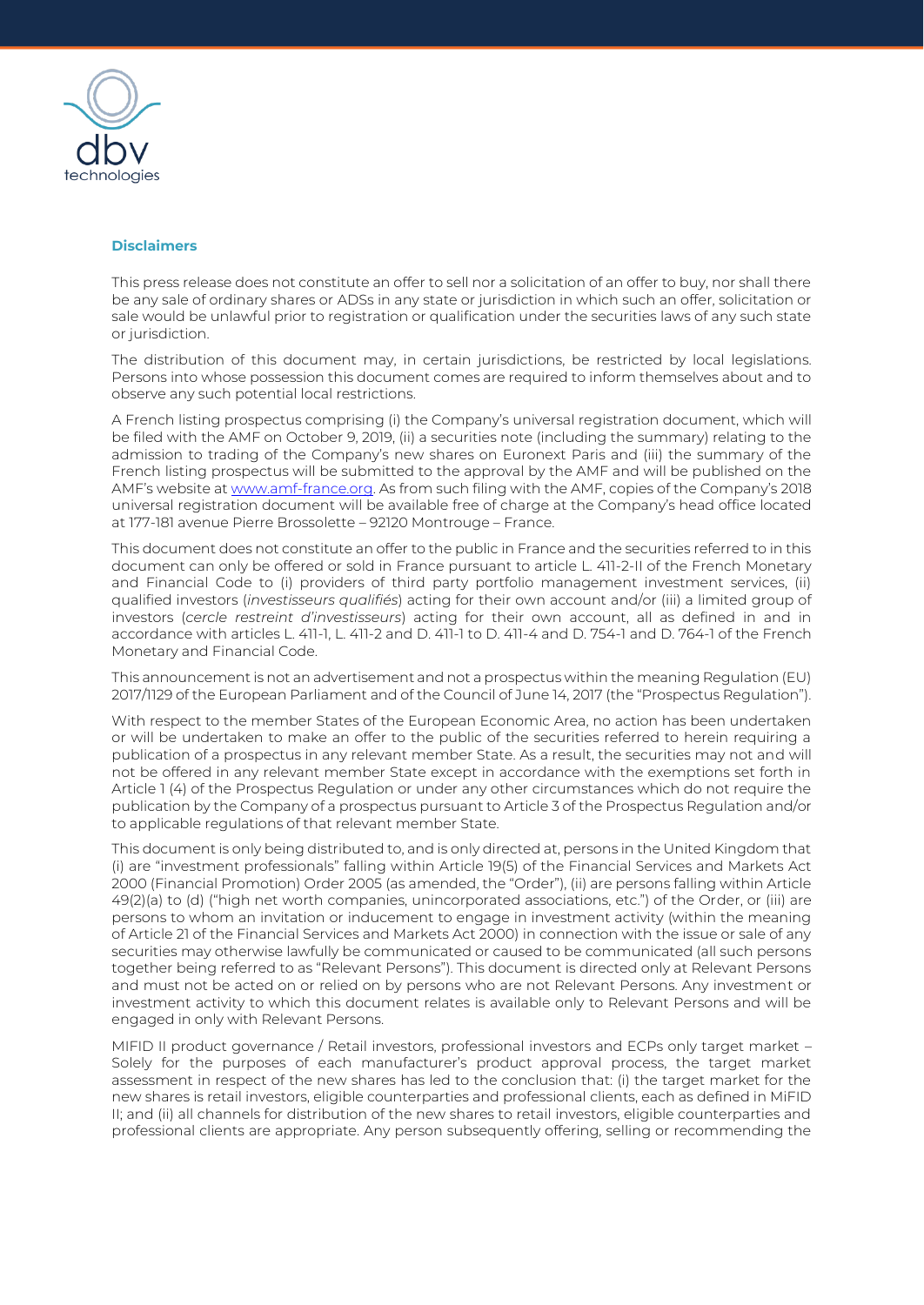### Disclaimers

This press release does not constitute an offer to sell nor a solicitation of an offer to buy, nor shall there be any sale of ordinary shares or ADSs in any state or jurisdiction in which such an offer, solicitation or sale would be unlawful prior to registration or qualification under the securities laws of any such state or jurisdiction.

The distribution of this document may, in certain jurisdictions, be restricted by local legislations. Persons into whose possession this document comes are required to inform themselves about and to observe any such potential local restrictions.

A French listing prospectus comprising (i) the Company's universal registration document, which will be filed with the AMF on October 9, 2019, (ii) a securities note (including the summary) relating to the admission to trading of the Company's new shares on Euronext Paris and (iii) the summary of the French listing prospectus will be submitted to the approval by the AMF and will be published on the AMF's website at www.amf-france.org. As from such filing with the AMF, copies of the Company's 2018 universal registration document will be available free of charge at the Company's head office located at 177-181 avenue Pierre Brossolette – 92120 Montrouge – France.

This document does not constitute an offer to the public in France and the securities referred to in this document can only be offered or sold in France pursuant to article L. 411-2-II of the French Monetary and Financial Code to (i) providers of third party portfolio management investment services, (ii) qualified investors (*investisseurs qualifiés*) acting for their own account and/or (iii) a limited group of investors (*cercle restreint d'investisseurs*) acting for their own account, all as defined in and in accordance with articles L. 411-1, L. 411-2 and D. 411-1 to D. 411-4 and D. 754-1 and D. 764-1 of the French Monetary and Financial Code.

This announcement is not an advertisement and not a prospectus within the meaning Regulation (EU) 2017/1129 of the European Parliament and of the Council of June 14, 2017 (the "Prospectus Regulation").

With respect to the member States of the European Economic Area, no action has been undertaken or will be undertaken to make an offer to the public of the securities referred to herein requiring a publication of a prospectus in any relevant member State. As a result, the securities may not and will not be offered in any relevant member State except in accordance with the exemptions set forth in Article 1 (4) of the Prospectus Regulation or under any other circumstances which do not require the publication by the Company of a prospectus pursuant to Article 3 of the Prospectus Regulation and/or to applicable regulations of that relevant member State.

This document is only being distributed to, and is only directed at, persons in the United Kingdom that (i) are "investment professionals" falling within Article 19(5) of the Financial Services and Markets Act 2000 (Financial Promotion) Order 2005 (as amended, the "Order"), (ii) are persons falling within Article 49(2)(a) to (d) ("high net worth companies, unincorporated associations, etc.") of the Order, or (iii) are persons to whom an invitation or inducement to engage in investment activity (within the meaning of Article 21 of the Financial Services and Markets Act 2000) in connection with the issue or sale of any securities may otherwise lawfully be communicated or caused to be communicated (all such persons together being referred to as "Relevant Persons"). This document is directed only at Relevant Persons and must not be acted on or relied on by persons who are not Relevant Persons. Any investment or investment activity to which this document relates is available only to Relevant Persons and will be engaged in only with Relevant Persons.

MIFID II product governance / Retail investors, professional investors and ECPs only target market – Solely for the purposes of each manufacturer's product approval process, the target market assessment in respect of the new shares has led to the conclusion that: (i) the target market for the new shares is retail investors, eligible counterparties and professional clients, each as defined in MiFID II; and (ii) all channels for distribution of the new shares to retail investors, eligible counterparties and professional clients are appropriate. Any person subsequently offering, selling or recommending the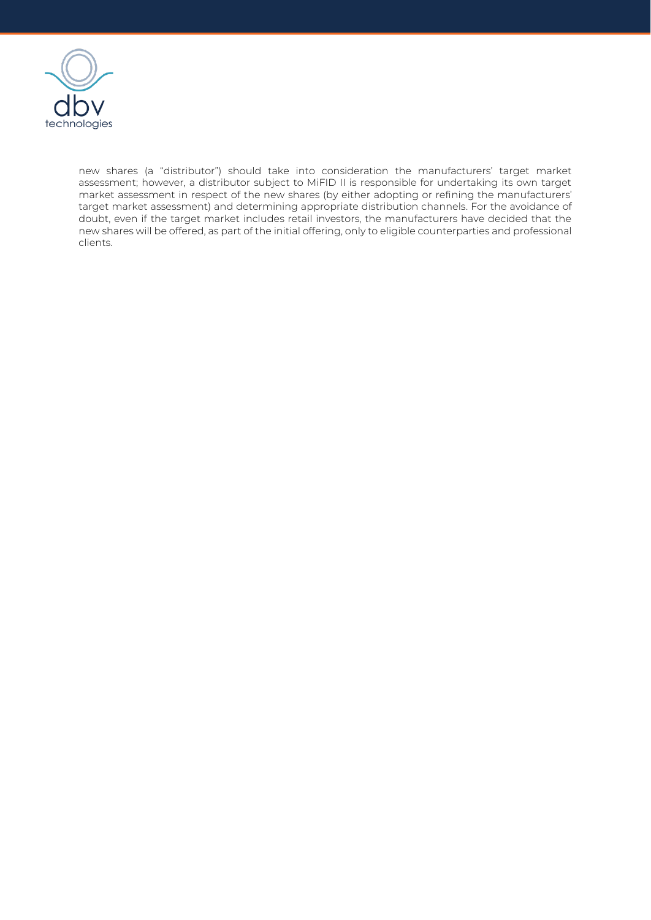new shares (a "distributor") should take into consideration the manufacturers' target market assessment; however, a distributor subject to MiFID II is responsible for undertaking its own target market assessment in respect of the new shares (by either adopting or refining the manufacturers' target market assessment) and determining appropriate distribution channels. For the avoidance of doubt, even if the target market includes retail investors, the manufacturers have decided that the new shares will be offered, as part of the initial offering, only to eligible counterparties and professional clients.